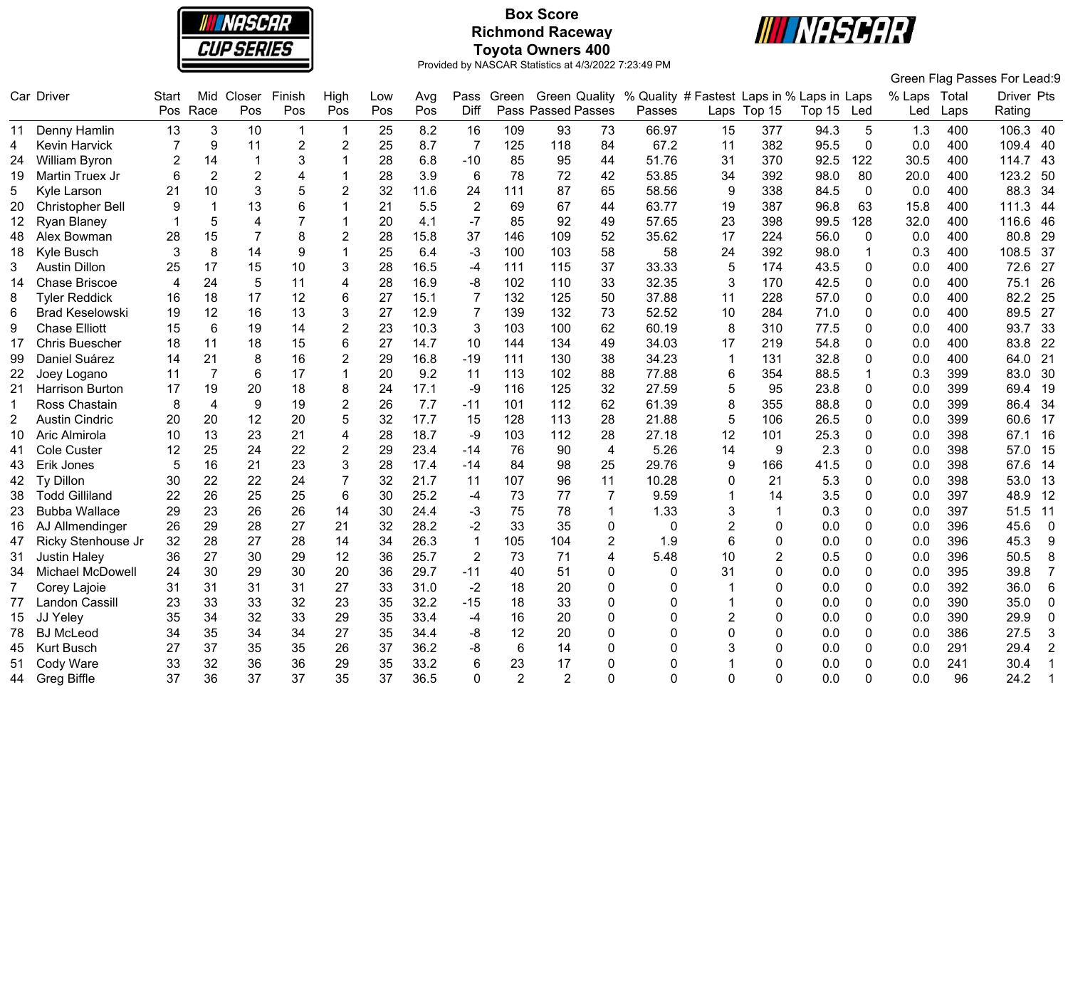# Box Score
## Richmond Raceway
## Toyota Owners 400

Provided by NASCAR Statistics at 4/3/2022 7:23:49 PM

Green Flag Passes For Lead:9

| Car | Driver | Start Pos | Mid Race | Closer Pos | Finish Pos | High Pos | Low Pos | Avg Pos | Pass Diff | Green Pass | Green Passed | Quality Passes | % Quality Passes | # Fastest Laps | Laps in Top 15 | % Laps in Top 15 | Laps Led | % Laps Led | Total Laps | Driver Rating | Pts |
|---|---|---|---|---|---|---|---|---|---|---|---|---|---|---|---|---|---|---|---|---|---|
| 11 | Denny Hamlin | 13 | 3 | 10 | 1 | 1 | 25 | 8.2 | 16 | 109 | 93 | 73 | 66.97 | 15 | 377 | 94.3 | 5 | 1.3 | 400 | 106.3 | 40 |
| 4 | Kevin Harvick | 7 | 9 | 11 | 2 | 2 | 25 | 8.7 | 7 | 125 | 118 | 84 | 67.2 | 11 | 382 | 95.5 | 0 | 0.0 | 400 | 109.4 | 40 |
| 24 | William Byron | 2 | 14 | 1 | 3 | 1 | 28 | 6.8 | -10 | 85 | 95 | 44 | 51.76 | 31 | 370 | 92.5 | 122 | 30.5 | 400 | 114.7 | 43 |
| 19 | Martin Truex Jr | 6 | 2 | 2 | 4 | 1 | 28 | 3.9 | 6 | 78 | 72 | 42 | 53.85 | 34 | 392 | 98.0 | 80 | 20.0 | 400 | 123.2 | 50 |
| 5 | Kyle Larson | 21 | 10 | 3 | 5 | 2 | 32 | 11.6 | 24 | 111 | 87 | 65 | 58.56 | 9 | 338 | 84.5 | 0 | 0.0 | 400 | 88.3 | 34 |
| 20 | Christopher Bell | 9 | 1 | 13 | 6 | 1 | 21 | 5.5 | 2 | 69 | 67 | 44 | 63.77 | 19 | 387 | 96.8 | 63 | 15.8 | 400 | 111.3 | 44 |
| 12 | Ryan Blaney | 1 | 5 | 4 | 7 | 1 | 20 | 4.1 | -7 | 85 | 92 | 49 | 57.65 | 23 | 398 | 99.5 | 128 | 32.0 | 400 | 116.6 | 46 |
| 48 | Alex Bowman | 28 | 15 | 7 | 8 | 2 | 28 | 15.8 | 37 | 146 | 109 | 52 | 35.62 | 17 | 224 | 56.0 | 0 | 0.0 | 400 | 80.8 | 29 |
| 18 | Kyle Busch | 3 | 8 | 14 | 9 | 1 | 25 | 6.4 | -3 | 100 | 103 | 58 | 58 | 24 | 392 | 98.0 | 1 | 0.3 | 400 | 108.5 | 37 |
| 3 | Austin Dillon | 25 | 17 | 15 | 10 | 3 | 28 | 16.5 | -4 | 111 | 115 | 37 | 33.33 | 5 | 174 | 43.5 | 0 | 0.0 | 400 | 72.6 | 27 |
| 14 | Chase Briscoe | 4 | 24 | 5 | 11 | 4 | 28 | 16.9 | -8 | 102 | 110 | 33 | 32.35 | 3 | 170 | 42.5 | 0 | 0.0 | 400 | 75.1 | 26 |
| 8 | Tyler Reddick | 16 | 18 | 17 | 12 | 6 | 27 | 15.1 | 7 | 132 | 125 | 50 | 37.88 | 11 | 228 | 57.0 | 0 | 0.0 | 400 | 82.2 | 25 |
| 6 | Brad Keselowski | 19 | 12 | 16 | 13 | 3 | 27 | 12.9 | 7 | 139 | 132 | 73 | 52.52 | 10 | 284 | 71.0 | 0 | 0.0 | 400 | 89.5 | 27 |
| 9 | Chase Elliott | 15 | 6 | 19 | 14 | 2 | 23 | 10.3 | 3 | 103 | 100 | 62 | 60.19 | 8 | 310 | 77.5 | 0 | 0.0 | 400 | 93.7 | 33 |
| 17 | Chris Buescher | 18 | 11 | 18 | 15 | 6 | 27 | 14.7 | 10 | 144 | 134 | 49 | 34.03 | 17 | 219 | 54.8 | 0 | 0.0 | 400 | 83.8 | 22 |
| 99 | Daniel Suárez | 14 | 21 | 8 | 16 | 2 | 29 | 16.8 | -19 | 111 | 130 | 38 | 34.23 | 1 | 131 | 32.8 | 0 | 0.0 | 400 | 64.0 | 21 |
| 22 | Joey Logano | 11 | 7 | 6 | 17 | 1 | 20 | 9.2 | 11 | 113 | 102 | 88 | 77.88 | 6 | 354 | 88.5 | 1 | 0.3 | 399 | 83.0 | 30 |
| 21 | Harrison Burton | 17 | 19 | 20 | 18 | 8 | 24 | 17.1 | -9 | 116 | 125 | 32 | 27.59 | 5 | 95 | 23.8 | 0 | 0.0 | 399 | 69.4 | 19 |
| 1 | Ross Chastain | 8 | 4 | 9 | 19 | 2 | 26 | 7.7 | -11 | 101 | 112 | 62 | 61.39 | 8 | 355 | 88.8 | 0 | 0.0 | 399 | 86.4 | 34 |
| 2 | Austin Cindric | 20 | 20 | 12 | 20 | 5 | 32 | 17.7 | 15 | 128 | 113 | 28 | 21.88 | 5 | 106 | 26.5 | 0 | 0.0 | 399 | 60.6 | 17 |
| 10 | Aric Almirola | 10 | 13 | 23 | 21 | 4 | 28 | 18.7 | -9 | 103 | 112 | 28 | 27.18 | 12 | 101 | 25.3 | 0 | 0.0 | 398 | 67.1 | 16 |
| 41 | Cole Custer | 12 | 25 | 24 | 22 | 2 | 29 | 23.4 | -14 | 76 | 90 | 4 | 5.26 | 14 | 9 | 2.3 | 0 | 0.0 | 398 | 57.0 | 15 |
| 43 | Erik Jones | 5 | 16 | 21 | 23 | 3 | 28 | 17.4 | -14 | 84 | 98 | 25 | 29.76 | 9 | 166 | 41.5 | 0 | 0.0 | 398 | 67.6 | 14 |
| 42 | Ty Dillon | 30 | 22 | 22 | 24 | 7 | 32 | 21.7 | 11 | 107 | 96 | 11 | 10.28 | 0 | 21 | 5.3 | 0 | 0.0 | 398 | 53.0 | 13 |
| 38 | Todd Gilliland | 22 | 26 | 25 | 25 | 6 | 30 | 25.2 | -4 | 73 | 77 | 7 | 9.59 | 1 | 14 | 3.5 | 0 | 0.0 | 397 | 48.9 | 12 |
| 23 | Bubba Wallace | 29 | 23 | 26 | 26 | 14 | 30 | 24.4 | -3 | 75 | 78 | 1 | 1.33 | 3 | 1 | 0.3 | 0 | 0.0 | 397 | 51.5 | 11 |
| 16 | AJ Allmendinger | 26 | 29 | 28 | 27 | 21 | 32 | 28.2 | -2 | 33 | 35 | 0 | 0 | 2 | 0 | 0.0 | 0 | 0.0 | 396 | 45.6 | 0 |
| 47 | Ricky Stenhouse Jr | 32 | 28 | 27 | 28 | 14 | 34 | 26.3 | 1 | 105 | 104 | 2 | 1.9 | 6 | 0 | 0.0 | 0 | 0.0 | 396 | 45.3 | 9 |
| 31 | Justin Haley | 36 | 27 | 30 | 29 | 12 | 36 | 25.7 | 2 | 73 | 71 | 4 | 5.48 | 10 | 2 | 0.5 | 0 | 0.0 | 396 | 50.5 | 8 |
| 34 | Michael McDowell | 24 | 30 | 29 | 30 | 20 | 36 | 29.7 | -11 | 40 | 51 | 0 | 0 | 31 | 0 | 0.0 | 0 | 0.0 | 395 | 39.8 | 7 |
| 7 | Corey Lajoie | 31 | 31 | 31 | 31 | 27 | 33 | 31.0 | -2 | 18 | 20 | 0 | 0 | 1 | 0 | 0.0 | 0 | 0.0 | 392 | 36.0 | 6 |
| 77 | Landon Cassill | 23 | 33 | 33 | 32 | 23 | 35 | 32.2 | -15 | 18 | 33 | 0 | 0 | 1 | 0 | 0.0 | 0 | 0.0 | 390 | 35.0 | 0 |
| 15 | JJ Yeley | 35 | 34 | 32 | 33 | 29 | 35 | 33.4 | -4 | 16 | 20 | 0 | 0 | 2 | 0 | 0.0 | 0 | 0.0 | 390 | 29.9 | 0 |
| 78 | BJ McLeod | 34 | 35 | 34 | 34 | 27 | 35 | 34.4 | -8 | 12 | 20 | 0 | 0 | 0 | 0 | 0.0 | 0 | 0.0 | 386 | 27.5 | 3 |
| 45 | Kurt Busch | 27 | 37 | 35 | 35 | 26 | 37 | 36.2 | -8 | 6 | 14 | 0 | 0 | 3 | 0 | 0.0 | 0 | 0.0 | 291 | 29.4 | 2 |
| 51 | Cody Ware | 33 | 32 | 36 | 36 | 29 | 35 | 33.2 | 6 | 23 | 17 | 0 | 0 | 1 | 0 | 0.0 | 0 | 0.0 | 241 | 30.4 | 1 |
| 44 | Greg Biffle | 37 | 36 | 37 | 37 | 35 | 37 | 36.5 | 0 | 2 | 2 | 0 | 0 | 0 | 0 | 0.0 | 0 | 0.0 | 96 | 24.2 | 1 |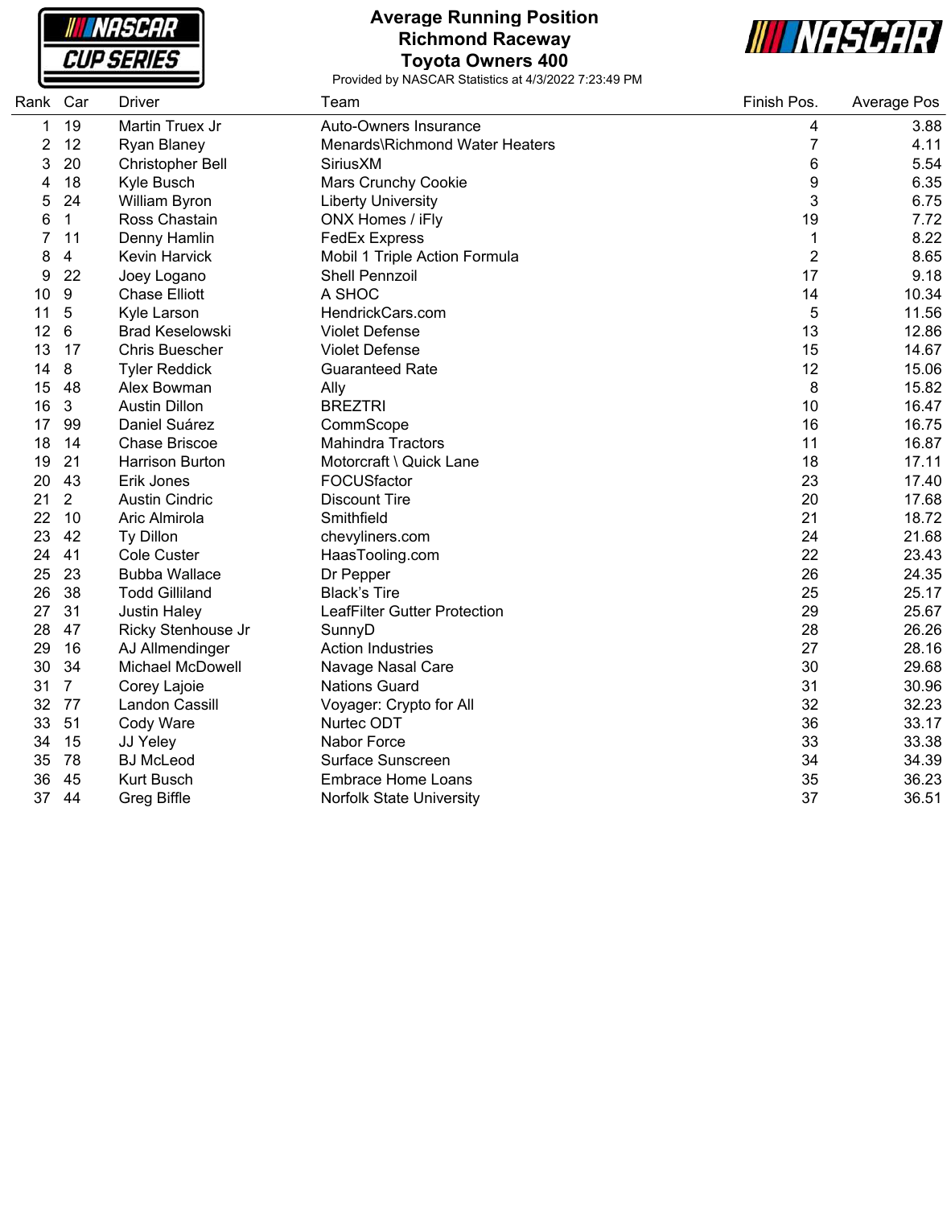# Average Running Position
## Richmond Raceway
## Toyota Owners 400

Provided by NASCAR Statistics at 4/3/2022 7:23:49 PM

| Rank | Car | Driver | Team | Finish Pos. | Average Pos |
|---|---|---|---|---|---|
| 1 | 19 | Martin Truex Jr | Auto-Owners Insurance | 4 | 3.88 |
| 2 | 12 | Ryan Blaney | Menards\Richmond Water Heaters | 7 | 4.11 |
| 3 | 20 | Christopher Bell | SiriusXM | 6 | 5.54 |
| 4 | 18 | Kyle Busch | Mars Crunchy Cookie | 9 | 6.35 |
| 5 | 24 | William Byron | Liberty University | 3 | 6.75 |
| 6 | 1 | Ross Chastain | ONX Homes / iFly | 19 | 7.72 |
| 7 | 11 | Denny Hamlin | FedEx Express | 1 | 8.22 |
| 8 | 4 | Kevin Harvick | Mobil 1 Triple Action Formula | 2 | 8.65 |
| 9 | 22 | Joey Logano | Shell Pennzoil | 17 | 9.18 |
| 10 | 9 | Chase Elliott | A SHOC | 14 | 10.34 |
| 11 | 5 | Kyle Larson | HendrickCars.com | 5 | 11.56 |
| 12 | 6 | Brad Keselowski | Violet Defense | 13 | 12.86 |
| 13 | 17 | Chris Buescher | Violet Defense | 15 | 14.67 |
| 14 | 8 | Tyler Reddick | Guaranteed Rate | 12 | 15.06 |
| 15 | 48 | Alex Bowman | Ally | 8 | 15.82 |
| 16 | 3 | Austin Dillon | BREZTRI | 10 | 16.47 |
| 17 | 99 | Daniel Suárez | CommScope | 16 | 16.75 |
| 18 | 14 | Chase Briscoe | Mahindra Tractors | 11 | 16.87 |
| 19 | 21 | Harrison Burton | Motorcraft \ Quick Lane | 18 | 17.11 |
| 20 | 43 | Erik Jones | FOCUSfactor | 23 | 17.40 |
| 21 | 2 | Austin Cindric | Discount Tire | 20 | 17.68 |
| 22 | 10 | Aric Almirola | Smithfield | 21 | 18.72 |
| 23 | 42 | Ty Dillon | chevyliners.com | 24 | 21.68 |
| 24 | 41 | Cole Custer | HaasTooling.com | 22 | 23.43 |
| 25 | 23 | Bubba Wallace | Dr Pepper | 26 | 24.35 |
| 26 | 38 | Todd Gilliland | Black's Tire | 25 | 25.17 |
| 27 | 31 | Justin Haley | LeafFilter Gutter Protection | 29 | 25.67 |
| 28 | 47 | Ricky Stenhouse Jr | SunnyD | 28 | 26.26 |
| 29 | 16 | AJ Allmendinger | Action Industries | 27 | 28.16 |
| 30 | 34 | Michael McDowell | Navage Nasal Care | 30 | 29.68 |
| 31 | 7 | Corey Lajoie | Nations Guard | 31 | 30.96 |
| 32 | 77 | Landon Cassill | Voyager: Crypto for All | 32 | 32.23 |
| 33 | 51 | Cody Ware | Nurtec ODT | 36 | 33.17 |
| 34 | 15 | JJ Yeley | Nabor Force | 33 | 33.38 |
| 35 | 78 | BJ McLeod | Surface Sunscreen | 34 | 34.39 |
| 36 | 45 | Kurt Busch | Embrace Home Loans | 35 | 36.23 |
| 37 | 44 | Greg Biffle | Norfolk State University | 37 | 36.51 |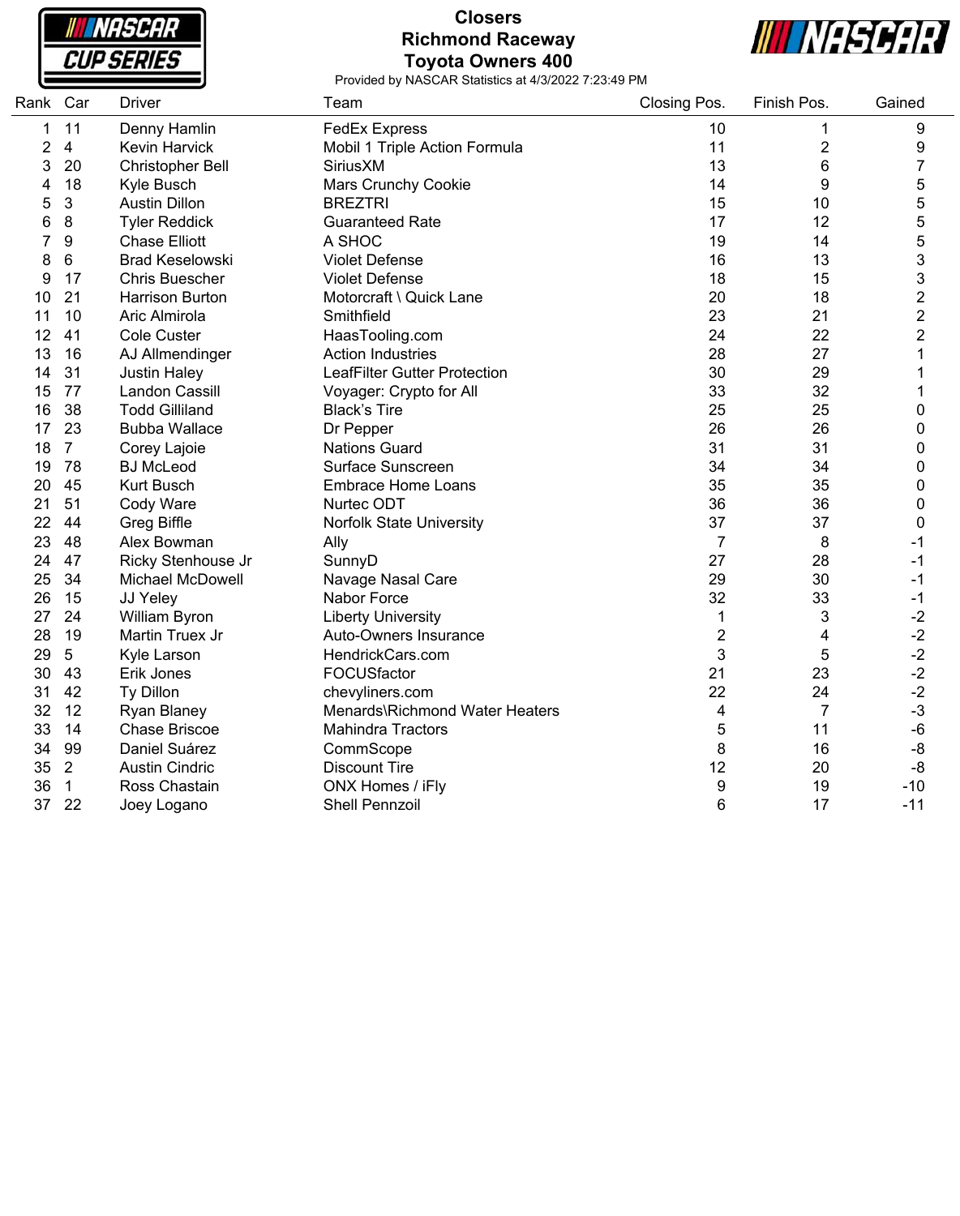# Closers
## Richmond Raceway
## Toyota Owners 400

Provided by NASCAR Statistics at 4/3/2022 7:23:49 PM

| Rank | Car | Driver | Team | Closing Pos. | Finish Pos. | Gained |
|---|---|---|---|---|---|---|
| 1 | 11 | Denny Hamlin | FedEx Express | 10 | 1 | 9 |
| 2 | 4 | Kevin Harvick | Mobil 1 Triple Action Formula | 11 | 2 | 9 |
| 3 | 20 | Christopher Bell | SiriusXM | 13 | 6 | 7 |
| 4 | 18 | Kyle Busch | Mars Crunchy Cookie | 14 | 9 | 5 |
| 5 | 3 | Austin Dillon | BREZTRI | 15 | 10 | 5 |
| 6 | 8 | Tyler Reddick | Guaranteed Rate | 17 | 12 | 5 |
| 7 | 9 | Chase Elliott | A SHOC | 19 | 14 | 5 |
| 8 | 6 | Brad Keselowski | Violet Defense | 16 | 13 | 3 |
| 9 | 17 | Chris Buescher | Violet Defense | 18 | 15 | 3 |
| 10 | 21 | Harrison Burton | Motorcraft \ Quick Lane | 20 | 18 | 2 |
| 11 | 10 | Aric Almirola | Smithfield | 23 | 21 | 2 |
| 12 | 41 | Cole Custer | HaasTooling.com | 24 | 22 | 2 |
| 13 | 16 | AJ Allmendinger | Action Industries | 28 | 27 | 1 |
| 14 | 31 | Justin Haley | LeafFilter Gutter Protection | 30 | 29 | 1 |
| 15 | 77 | Landon Cassill | Voyager: Crypto for All | 33 | 32 | 1 |
| 16 | 38 | Todd Gilliland | Black's Tire | 25 | 25 | 0 |
| 17 | 23 | Bubba Wallace | Dr Pepper | 26 | 26 | 0 |
| 18 | 7 | Corey Lajoie | Nations Guard | 31 | 31 | 0 |
| 19 | 78 | BJ McLeod | Surface Sunscreen | 34 | 34 | 0 |
| 20 | 45 | Kurt Busch | Embrace Home Loans | 35 | 35 | 0 |
| 21 | 51 | Cody Ware | Nurtec ODT | 36 | 36 | 0 |
| 22 | 44 | Greg Biffle | Norfolk State University | 37 | 37 | 0 |
| 23 | 48 | Alex Bowman | Ally | 7 | 8 | -1 |
| 24 | 47 | Ricky Stenhouse Jr | SunnyD | 27 | 28 | -1 |
| 25 | 34 | Michael McDowell | Navage Nasal Care | 29 | 30 | -1 |
| 26 | 15 | JJ Yeley | Nabor Force | 32 | 33 | -1 |
| 27 | 24 | William Byron | Liberty University | 1 | 3 | -2 |
| 28 | 19 | Martin Truex Jr | Auto-Owners Insurance | 2 | 4 | -2 |
| 29 | 5 | Kyle Larson | HendrickCars.com | 3 | 5 | -2 |
| 30 | 43 | Erik Jones | FOCUSfactor | 21 | 23 | -2 |
| 31 | 42 | Ty Dillon | chevyliners.com | 22 | 24 | -2 |
| 32 | 12 | Ryan Blaney | Menards\Richmond Water Heaters | 4 | 7 | -3 |
| 33 | 14 | Chase Briscoe | Mahindra Tractors | 5 | 11 | -6 |
| 34 | 99 | Daniel Suárez | CommScope | 8 | 16 | -8 |
| 35 | 2 | Austin Cindric | Discount Tire | 12 | 20 | -8 |
| 36 | 1 | Ross Chastain | ONX Homes / iFly | 9 | 19 | -10 |
| 37 | 22 | Joey Logano | Shell Pennzoil | 6 | 17 | -11 |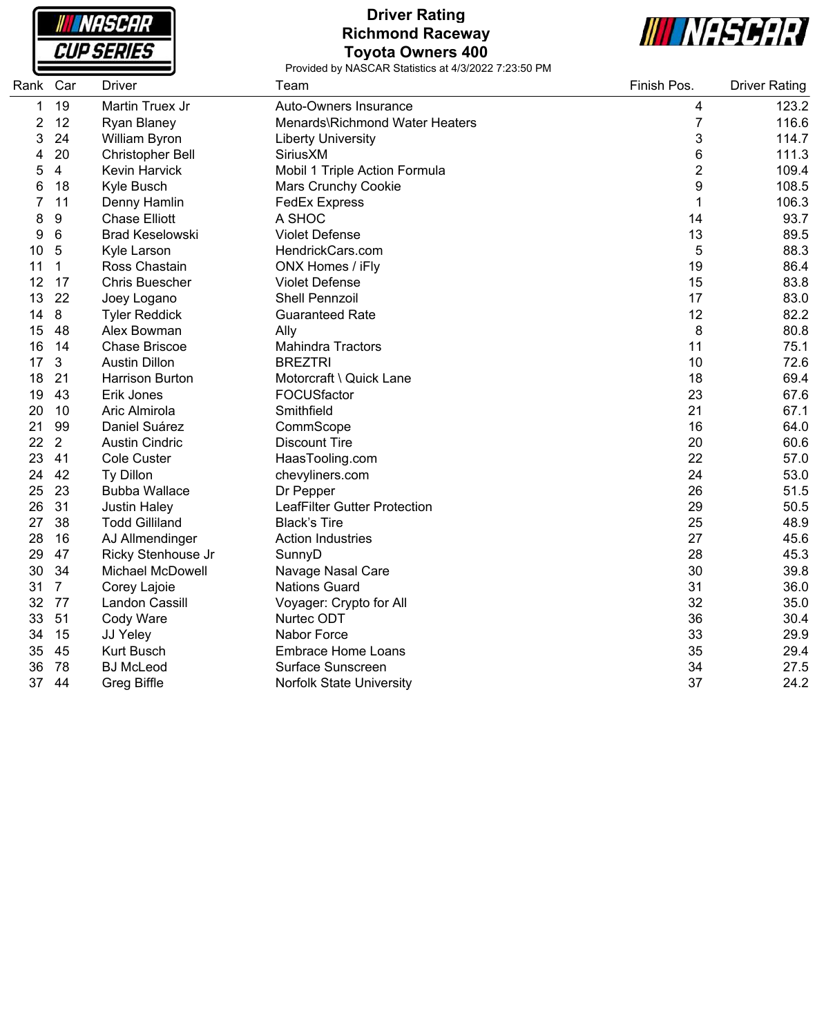# Driver Rating
## Richmond Raceway
## Toyota Owners 400

Provided by NASCAR Statistics at 4/3/2022 7:23:50 PM

| Rank | Car | Driver | Team | Finish Pos. | Driver Rating |
|---|---|---|---|---|---|
| 1 | 19 | Martin Truex Jr | Auto-Owners Insurance | 4 | 123.2 |
| 2 | 12 | Ryan Blaney | Menards\Richmond Water Heaters | 7 | 116.6 |
| 3 | 24 | William Byron | Liberty University | 3 | 114.7 |
| 4 | 20 | Christopher Bell | SiriusXM | 6 | 111.3 |
| 5 | 4 | Kevin Harvick | Mobil 1 Triple Action Formula | 2 | 109.4 |
| 6 | 18 | Kyle Busch | Mars Crunchy Cookie | 9 | 108.5 |
| 7 | 11 | Denny Hamlin | FedEx Express | 1 | 106.3 |
| 8 | 9 | Chase Elliott | A SHOC | 14 | 93.7 |
| 9 | 6 | Brad Keselowski | Violet Defense | 13 | 89.5 |
| 10 | 5 | Kyle Larson | HendrickCars.com | 5 | 88.3 |
| 11 | 1 | Ross Chastain | ONX Homes / iFly | 19 | 86.4 |
| 12 | 17 | Chris Buescher | Violet Defense | 15 | 83.8 |
| 13 | 22 | Joey Logano | Shell Pennzoil | 17 | 83.0 |
| 14 | 8 | Tyler Reddick | Guaranteed Rate | 12 | 82.2 |
| 15 | 48 | Alex Bowman | Ally | 8 | 80.8 |
| 16 | 14 | Chase Briscoe | Mahindra Tractors | 11 | 75.1 |
| 17 | 3 | Austin Dillon | BREZTRI | 10 | 72.6 |
| 18 | 21 | Harrison Burton | Motorcraft \ Quick Lane | 18 | 69.4 |
| 19 | 43 | Erik Jones | FOCUSfactor | 23 | 67.6 |
| 20 | 10 | Aric Almirola | Smithfield | 21 | 67.1 |
| 21 | 99 | Daniel Suárez | CommScope | 16 | 64.0 |
| 22 | 2 | Austin Cindric | Discount Tire | 20 | 60.6 |
| 23 | 41 | Cole Custer | HaasTooling.com | 22 | 57.0 |
| 24 | 42 | Ty Dillon | chevyliners.com | 24 | 53.0 |
| 25 | 23 | Bubba Wallace | Dr Pepper | 26 | 51.5 |
| 26 | 31 | Justin Haley | LeafFilter Gutter Protection | 29 | 50.5 |
| 27 | 38 | Todd Gilliland | Black's Tire | 25 | 48.9 |
| 28 | 16 | AJ Allmendinger | Action Industries | 27 | 45.6 |
| 29 | 47 | Ricky Stenhouse Jr | SunnyD | 28 | 45.3 |
| 30 | 34 | Michael McDowell | Navage Nasal Care | 30 | 39.8 |
| 31 | 7 | Corey Lajoie | Nations Guard | 31 | 36.0 |
| 32 | 77 | Landon Cassill | Voyager: Crypto for All | 32 | 35.0 |
| 33 | 51 | Cody Ware | Nurtec ODT | 36 | 30.4 |
| 34 | 15 | JJ Yeley | Nabor Force | 33 | 29.9 |
| 35 | 45 | Kurt Busch | Embrace Home Loans | 35 | 29.4 |
| 36 | 78 | BJ McLeod | Surface Sunscreen | 34 | 27.5 |
| 37 | 44 | Greg Biffle | Norfolk State University | 37 | 24.2 |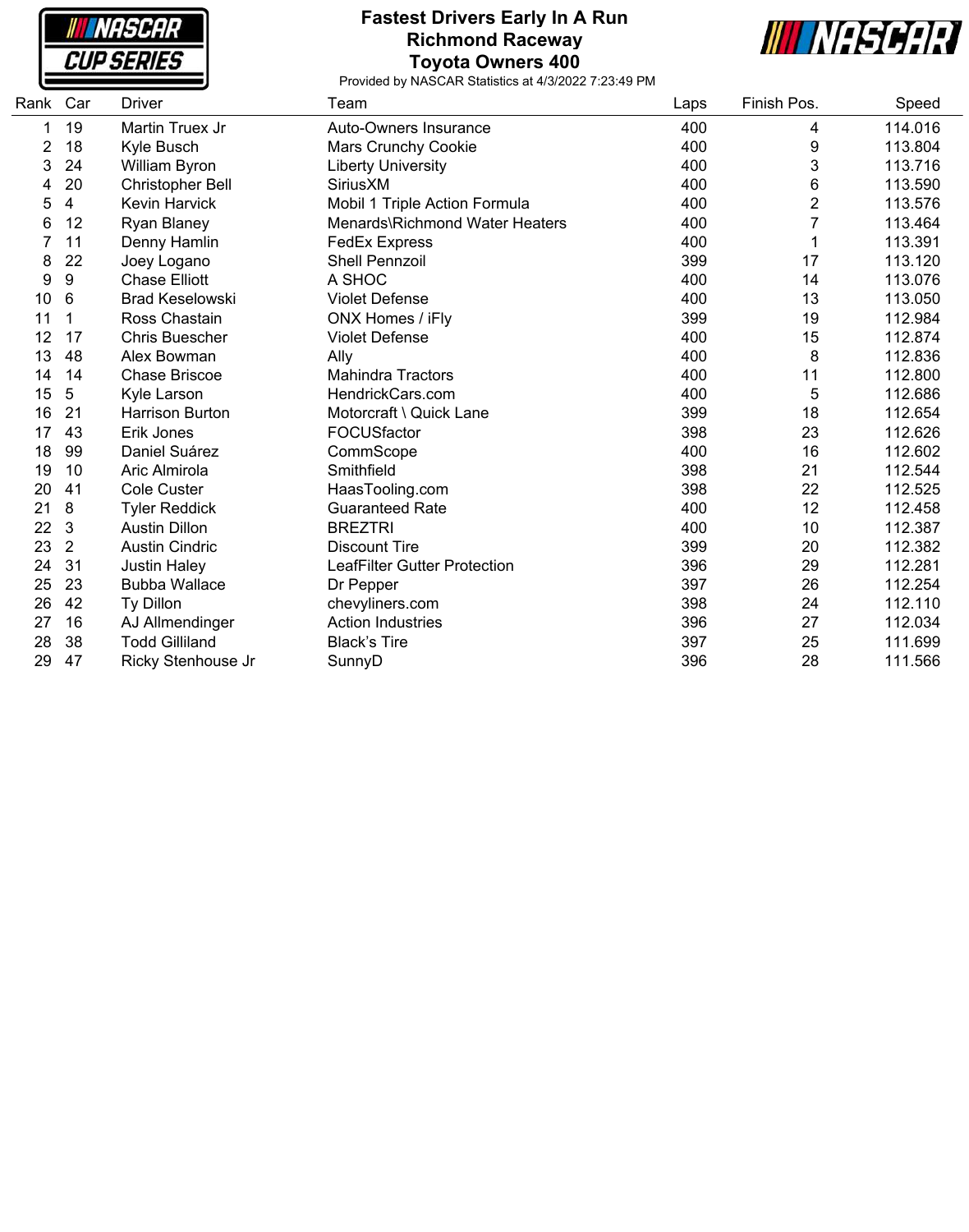# Fastest Drivers Early In A Run
## Richmond Raceway
## Toyota Owners 400

Provided by NASCAR Statistics at 4/3/2022 7:23:49 PM

| Rank | Car | Driver | Team | Laps | Finish Pos. | Speed |
|---|---|---|---|---|---|---|
| 1 | 19 | Martin Truex Jr | Auto-Owners Insurance | 400 | 4 | 114.016 |
| 2 | 18 | Kyle Busch | Mars Crunchy Cookie | 400 | 9 | 113.804 |
| 3 | 24 | William Byron | Liberty University | 400 | 3 | 113.716 |
| 4 | 20 | Christopher Bell | SiriusXM | 400 | 6 | 113.590 |
| 5 | 4 | Kevin Harvick | Mobil 1 Triple Action Formula | 400 | 2 | 113.576 |
| 6 | 12 | Ryan Blaney | Menards\Richmond Water Heaters | 400 | 7 | 113.464 |
| 7 | 11 | Denny Hamlin | FedEx Express | 400 | 1 | 113.391 |
| 8 | 22 | Joey Logano | Shell Pennzoil | 399 | 17 | 113.120 |
| 9 | 9 | Chase Elliott | A SHOC | 400 | 14 | 113.076 |
| 10 | 6 | Brad Keselowski | Violet Defense | 400 | 13 | 113.050 |
| 11 | 1 | Ross Chastain | ONX Homes / iFly | 399 | 19 | 112.984 |
| 12 | 17 | Chris Buescher | Violet Defense | 400 | 15 | 112.874 |
| 13 | 48 | Alex Bowman | Ally | 400 | 8 | 112.836 |
| 14 | 14 | Chase Briscoe | Mahindra Tractors | 400 | 11 | 112.800 |
| 15 | 5 | Kyle Larson | HendrickCars.com | 400 | 5 | 112.686 |
| 16 | 21 | Harrison Burton | Motorcraft \ Quick Lane | 399 | 18 | 112.654 |
| 17 | 43 | Erik Jones | FOCUSfactor | 398 | 23 | 112.626 |
| 18 | 99 | Daniel Suárez | CommScope | 400 | 16 | 112.602 |
| 19 | 10 | Aric Almirola | Smithfield | 398 | 21 | 112.544 |
| 20 | 41 | Cole Custer | HaasTooling.com | 398 | 22 | 112.525 |
| 21 | 8 | Tyler Reddick | Guaranteed Rate | 400 | 12 | 112.458 |
| 22 | 3 | Austin Dillon | BREZTRI | 400 | 10 | 112.387 |
| 23 | 2 | Austin Cindric | Discount Tire | 399 | 20 | 112.382 |
| 24 | 31 | Justin Haley | LeafFilter Gutter Protection | 396 | 29 | 112.281 |
| 25 | 23 | Bubba Wallace | Dr Pepper | 397 | 26 | 112.254 |
| 26 | 42 | Ty Dillon | chevyliners.com | 398 | 24 | 112.110 |
| 27 | 16 | AJ Allmendinger | Action Industries | 396 | 27 | 112.034 |
| 28 | 38 | Todd Gilliland | Black's Tire | 397 | 25 | 111.699 |
| 29 | 47 | Ricky Stenhouse Jr | SunnyD | 396 | 28 | 111.566 |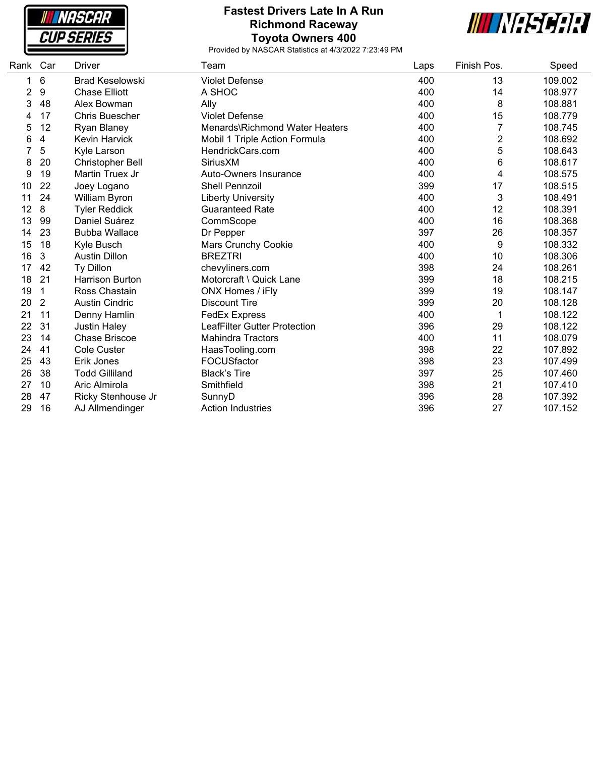# Fastest Drivers Late In A Run
## Richmond Raceway
## Toyota Owners 400

Provided by NASCAR Statistics at 4/3/2022 7:23:49 PM

| Rank | Car | Driver | Team | Laps | Finish Pos. | Speed |
|---|---|---|---|---|---|---|
| 1 | 6 | Brad Keselowski | Violet Defense | 400 | 13 | 109.002 |
| 2 | 9 | Chase Elliott | A SHOC | 400 | 14 | 108.977 |
| 3 | 48 | Alex Bowman | Ally | 400 | 8 | 108.881 |
| 4 | 17 | Chris Buescher | Violet Defense | 400 | 15 | 108.779 |
| 5 | 12 | Ryan Blaney | Menards\Richmond Water Heaters | 400 | 7 | 108.745 |
| 6 | 4 | Kevin Harvick | Mobil 1 Triple Action Formula | 400 | 2 | 108.692 |
| 7 | 5 | Kyle Larson | HendrickCars.com | 400 | 5 | 108.643 |
| 8 | 20 | Christopher Bell | SiriusXM | 400 | 6 | 108.617 |
| 9 | 19 | Martin Truex Jr | Auto-Owners Insurance | 400 | 4 | 108.575 |
| 10 | 22 | Joey Logano | Shell Pennzoil | 399 | 17 | 108.515 |
| 11 | 24 | William Byron | Liberty University | 400 | 3 | 108.491 |
| 12 | 8 | Tyler Reddick | Guaranteed Rate | 400 | 12 | 108.391 |
| 13 | 99 | Daniel Suárez | CommScope | 400 | 16 | 108.368 |
| 14 | 23 | Bubba Wallace | Dr Pepper | 397 | 26 | 108.357 |
| 15 | 18 | Kyle Busch | Mars Crunchy Cookie | 400 | 9 | 108.332 |
| 16 | 3 | Austin Dillon | BREZTRI | 400 | 10 | 108.306 |
| 17 | 42 | Ty Dillon | chevyliners.com | 398 | 24 | 108.261 |
| 18 | 21 | Harrison Burton | Motorcraft \ Quick Lane | 399 | 18 | 108.215 |
| 19 | 1 | Ross Chastain | ONX Homes / iFly | 399 | 19 | 108.147 |
| 20 | 2 | Austin Cindric | Discount Tire | 399 | 20 | 108.128 |
| 21 | 11 | Denny Hamlin | FedEx Express | 400 | 1 | 108.122 |
| 22 | 31 | Justin Haley | LeafFilter Gutter Protection | 396 | 29 | 108.122 |
| 23 | 14 | Chase Briscoe | Mahindra Tractors | 400 | 11 | 108.079 |
| 24 | 41 | Cole Custer | HaasTooling.com | 398 | 22 | 107.892 |
| 25 | 43 | Erik Jones | FOCUSfactor | 398 | 23 | 107.499 |
| 26 | 38 | Todd Gilliland | Black's Tire | 397 | 25 | 107.460 |
| 27 | 10 | Aric Almirola | Smithfield | 398 | 21 | 107.410 |
| 28 | 47 | Ricky Stenhouse Jr | SunnyD | 396 | 28 | 107.392 |
| 29 | 16 | AJ Allmendinger | Action Industries | 396 | 27 | 107.152 |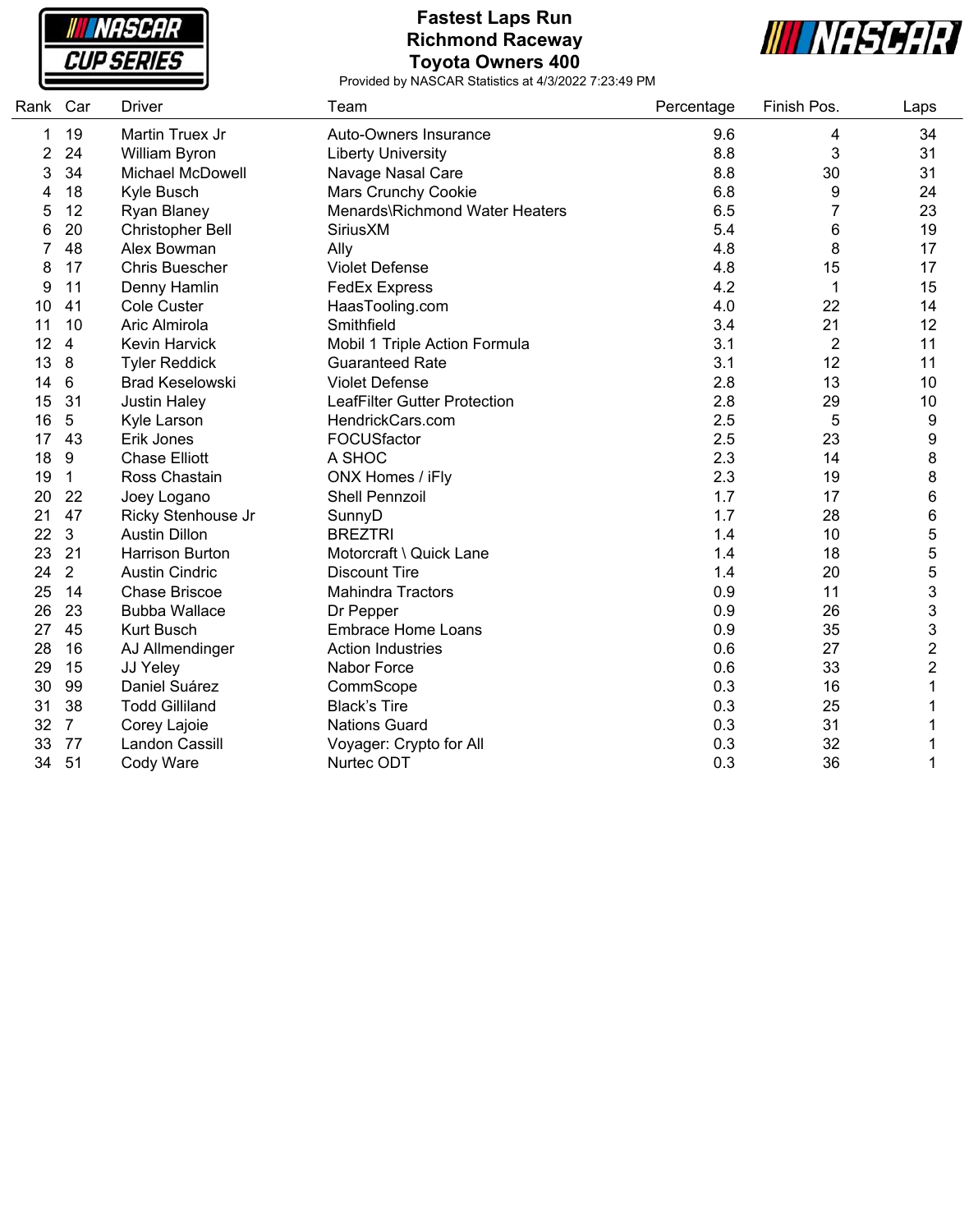# Fastest Laps Run
## Richmond Raceway
## Toyota Owners 400

Provided by NASCAR Statistics at 4/3/2022 7:23:49 PM

| Rank | Car | Driver | Team | Percentage | Finish Pos. | Laps |
|---|---|---|---|---|---|---|
| 1 | 19 | Martin Truex Jr | Auto-Owners Insurance | 9.6 | 4 | 34 |
| 2 | 24 | William Byron | Liberty University | 8.8 | 3 | 31 |
| 3 | 34 | Michael McDowell | Navage Nasal Care | 8.8 | 30 | 31 |
| 4 | 18 | Kyle Busch | Mars Crunchy Cookie | 6.8 | 9 | 24 |
| 5 | 12 | Ryan Blaney | Menards\Richmond Water Heaters | 6.5 | 7 | 23 |
| 6 | 20 | Christopher Bell | SiriusXM | 5.4 | 6 | 19 |
| 7 | 48 | Alex Bowman | Ally | 4.8 | 8 | 17 |
| 8 | 17 | Chris Buescher | Violet Defense | 4.8 | 15 | 17 |
| 9 | 11 | Denny Hamlin | FedEx Express | 4.2 | 1 | 15 |
| 10 | 41 | Cole Custer | HaasTooling.com | 4.0 | 22 | 14 |
| 11 | 10 | Aric Almirola | Smithfield | 3.4 | 21 | 12 |
| 12 | 4 | Kevin Harvick | Mobil 1 Triple Action Formula | 3.1 | 2 | 11 |
| 13 | 8 | Tyler Reddick | Guaranteed Rate | 3.1 | 12 | 11 |
| 14 | 6 | Brad Keselowski | Violet Defense | 2.8 | 13 | 10 |
| 15 | 31 | Justin Haley | LeafFilter Gutter Protection | 2.8 | 29 | 10 |
| 16 | 5 | Kyle Larson | HendrickCars.com | 2.5 | 5 | 9 |
| 17 | 43 | Erik Jones | FOCUSfactor | 2.5 | 23 | 9 |
| 18 | 9 | Chase Elliott | A SHOC | 2.3 | 14 | 8 |
| 19 | 1 | Ross Chastain | ONX Homes / iFly | 2.3 | 19 | 8 |
| 20 | 22 | Joey Logano | Shell Pennzoil | 1.7 | 17 | 6 |
| 21 | 47 | Ricky Stenhouse Jr | SunnyD | 1.7 | 28 | 6 |
| 22 | 3 | Austin Dillon | BREZTRI | 1.4 | 10 | 5 |
| 23 | 21 | Harrison Burton | Motorcraft \ Quick Lane | 1.4 | 18 | 5 |
| 24 | 2 | Austin Cindric | Discount Tire | 1.4 | 20 | 5 |
| 25 | 14 | Chase Briscoe | Mahindra Tractors | 0.9 | 11 | 3 |
| 26 | 23 | Bubba Wallace | Dr Pepper | 0.9 | 26 | 3 |
| 27 | 45 | Kurt Busch | Embrace Home Loans | 0.9 | 35 | 3 |
| 28 | 16 | AJ Allmendinger | Action Industries | 0.6 | 27 | 2 |
| 29 | 15 | JJ Yeley | Nabor Force | 0.6 | 33 | 2 |
| 30 | 99 | Daniel Suárez | CommScope | 0.3 | 16 | 1 |
| 31 | 38 | Todd Gilliland | Black's Tire | 0.3 | 25 | 1 |
| 32 | 7 | Corey Lajoie | Nations Guard | 0.3 | 31 | 1 |
| 33 | 77 | Landon Cassill | Voyager: Crypto for All | 0.3 | 32 | 1 |
| 34 | 51 | Cody Ware | Nurtec ODT | 0.3 | 36 | 1 |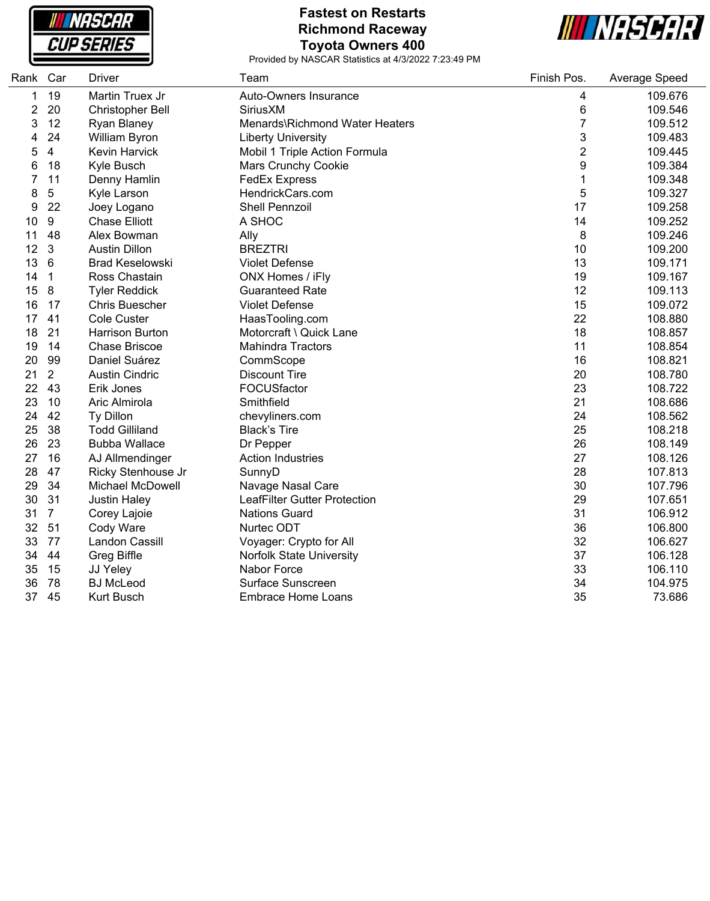# Fastest on Restarts
## Richmond Raceway
## Toyota Owners 400

Provided by NASCAR Statistics at 4/3/2022 7:23:49 PM

| Rank | Car | Driver | Team | Finish Pos. | Average Speed |
|---|---|---|---|---|---|
| 1 | 19 | Martin Truex Jr | Auto-Owners Insurance | 4 | 109.676 |
| 2 | 20 | Christopher Bell | SiriusXM | 6 | 109.546 |
| 3 | 12 | Ryan Blaney | Menards\Richmond Water Heaters | 7 | 109.512 |
| 4 | 24 | William Byron | Liberty University | 3 | 109.483 |
| 5 | 4 | Kevin Harvick | Mobil 1 Triple Action Formula | 2 | 109.445 |
| 6 | 18 | Kyle Busch | Mars Crunchy Cookie | 9 | 109.384 |
| 7 | 11 | Denny Hamlin | FedEx Express | 1 | 109.348 |
| 8 | 5 | Kyle Larson | HendrickCars.com | 5 | 109.327 |
| 9 | 22 | Joey Logano | Shell Pennzoil | 17 | 109.258 |
| 10 | 9 | Chase Elliott | A SHOC | 14 | 109.252 |
| 11 | 48 | Alex Bowman | Ally | 8 | 109.246 |
| 12 | 3 | Austin Dillon | BREZTRI | 10 | 109.200 |
| 13 | 6 | Brad Keselowski | Violet Defense | 13 | 109.171 |
| 14 | 1 | Ross Chastain | ONX Homes / iFly | 19 | 109.167 |
| 15 | 8 | Tyler Reddick | Guaranteed Rate | 12 | 109.113 |
| 16 | 17 | Chris Buescher | Violet Defense | 15 | 109.072 |
| 17 | 41 | Cole Custer | HaasTooling.com | 22 | 108.880 |
| 18 | 21 | Harrison Burton | Motorcraft \ Quick Lane | 18 | 108.857 |
| 19 | 14 | Chase Briscoe | Mahindra Tractors | 11 | 108.854 |
| 20 | 99 | Daniel Suárez | CommScope | 16 | 108.821 |
| 21 | 2 | Austin Cindric | Discount Tire | 20 | 108.780 |
| 22 | 43 | Erik Jones | FOCUSfactor | 23 | 108.722 |
| 23 | 10 | Aric Almirola | Smithfield | 21 | 108.686 |
| 24 | 42 | Ty Dillon | chevyliners.com | 24 | 108.562 |
| 25 | 38 | Todd Gilliland | Black's Tire | 25 | 108.218 |
| 26 | 23 | Bubba Wallace | Dr Pepper | 26 | 108.149 |
| 27 | 16 | AJ Allmendinger | Action Industries | 27 | 108.126 |
| 28 | 47 | Ricky Stenhouse Jr | SunnyD | 28 | 107.813 |
| 29 | 34 | Michael McDowell | Navage Nasal Care | 30 | 107.796 |
| 30 | 31 | Justin Haley | LeafFilter Gutter Protection | 29 | 107.651 |
| 31 | 7 | Corey Lajoie | Nations Guard | 31 | 106.912 |
| 32 | 51 | Cody Ware | Nurtec ODT | 36 | 106.800 |
| 33 | 77 | Landon Cassill | Voyager: Crypto for All | 32 | 106.627 |
| 34 | 44 | Greg Biffle | Norfolk State University | 37 | 106.128 |
| 35 | 15 | JJ Yeley | Nabor Force | 33 | 106.110 |
| 36 | 78 | BJ McLeod | Surface Sunscreen | 34 | 104.975 |
| 37 | 45 | Kurt Busch | Embrace Home Loans | 35 | 73.686 |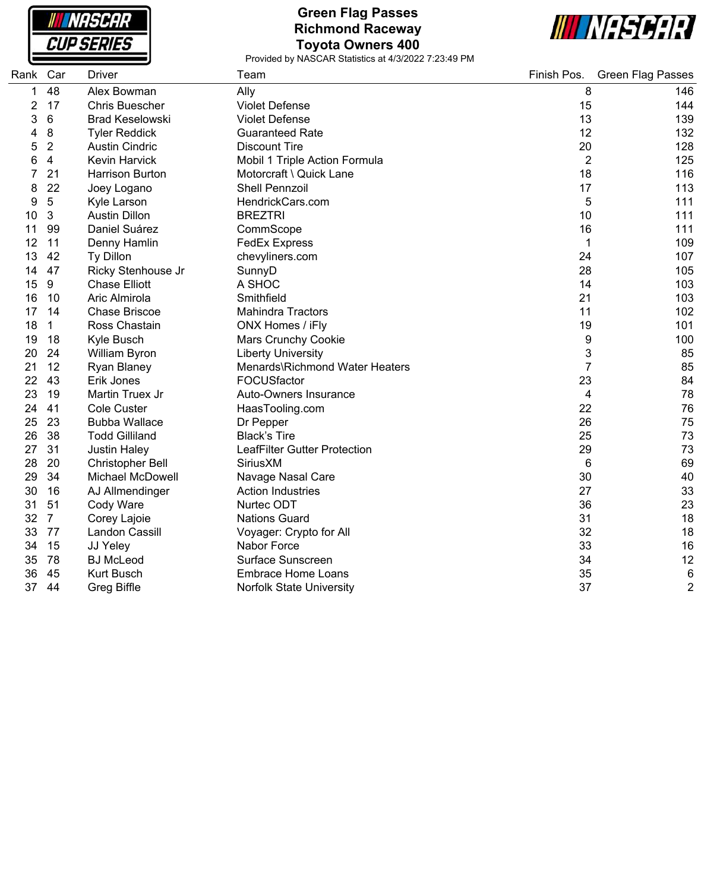# Green Flag Passes
## Richmond Raceway
## Toyota Owners 400

Provided by NASCAR Statistics at 4/3/2022 7:23:49 PM

| Rank | Car | Driver | Team | Finish Pos. | Green Flag Passes |
|---|---|---|---|---|---|
| 1 | 48 | Alex Bowman | Ally | 8 | 146 |
| 2 | 17 | Chris Buescher | Violet Defense | 15 | 144 |
| 3 | 6 | Brad Keselowski | Violet Defense | 13 | 139 |
| 4 | 8 | Tyler Reddick | Guaranteed Rate | 12 | 132 |
| 5 | 2 | Austin Cindric | Discount Tire | 20 | 128 |
| 6 | 4 | Kevin Harvick | Mobil 1 Triple Action Formula | 2 | 125 |
| 7 | 21 | Harrison Burton | Motorcraft \ Quick Lane | 18 | 116 |
| 8 | 22 | Joey Logano | Shell Pennzoil | 17 | 113 |
| 9 | 5 | Kyle Larson | HendrickCars.com | 5 | 111 |
| 10 | 3 | Austin Dillon | BREZTRI | 10 | 111 |
| 11 | 99 | Daniel Suárez | CommScope | 16 | 111 |
| 12 | 11 | Denny Hamlin | FedEx Express | 1 | 109 |
| 13 | 42 | Ty Dillon | chevyliners.com | 24 | 107 |
| 14 | 47 | Ricky Stenhouse Jr | SunnyD | 28 | 105 |
| 15 | 9 | Chase Elliott | A SHOC | 14 | 103 |
| 16 | 10 | Aric Almirola | Smithfield | 21 | 103 |
| 17 | 14 | Chase Briscoe | Mahindra Tractors | 11 | 102 |
| 18 | 1 | Ross Chastain | ONX Homes / iFly | 19 | 101 |
| 19 | 18 | Kyle Busch | Mars Crunchy Cookie | 9 | 100 |
| 20 | 24 | William Byron | Liberty University | 3 | 85 |
| 21 | 12 | Ryan Blaney | Menards\Richmond Water Heaters | 7 | 85 |
| 22 | 43 | Erik Jones | FOCUSfactor | 23 | 84 |
| 23 | 19 | Martin Truex Jr | Auto-Owners Insurance | 4 | 78 |
| 24 | 41 | Cole Custer | HaasTooling.com | 22 | 76 |
| 25 | 23 | Bubba Wallace | Dr Pepper | 26 | 75 |
| 26 | 38 | Todd Gilliland | Black's Tire | 25 | 73 |
| 27 | 31 | Justin Haley | LeafFilter Gutter Protection | 29 | 73 |
| 28 | 20 | Christopher Bell | SiriusXM | 6 | 69 |
| 29 | 34 | Michael McDowell | Navage Nasal Care | 30 | 40 |
| 30 | 16 | AJ Allmendinger | Action Industries | 27 | 33 |
| 31 | 51 | Cody Ware | Nurtec ODT | 36 | 23 |
| 32 | 7 | Corey Lajoie | Nations Guard | 31 | 18 |
| 33 | 77 | Landon Cassill | Voyager: Crypto for All | 32 | 18 |
| 34 | 15 | JJ Yeley | Nabor Force | 33 | 16 |
| 35 | 78 | BJ McLeod | Surface Sunscreen | 34 | 12 |
| 36 | 45 | Kurt Busch | Embrace Home Loans | 35 | 6 |
| 37 | 44 | Greg Biffle | Norfolk State University | 37 | 2 |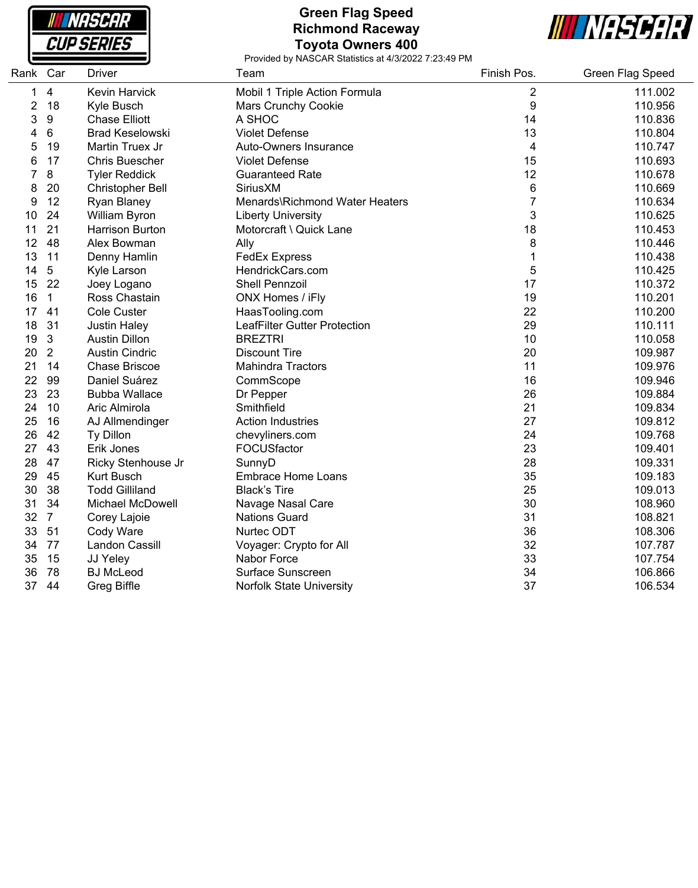# Green Flag Speed
## Richmond Raceway
## Toyota Owners 400

Provided by NASCAR Statistics at 4/3/2022 7:23:49 PM

| Rank | Car | Driver | Team | Finish Pos. | Green Flag Speed |
|---|---|---|---|---|---|
| 1 | 4 | Kevin Harvick | Mobil 1 Triple Action Formula | 2 | 111.002 |
| 2 | 18 | Kyle Busch | Mars Crunchy Cookie | 9 | 110.956 |
| 3 | 9 | Chase Elliott | A SHOC | 14 | 110.836 |
| 4 | 6 | Brad Keselowski | Violet Defense | 13 | 110.804 |
| 5 | 19 | Martin Truex Jr | Auto-Owners Insurance | 4 | 110.747 |
| 6 | 17 | Chris Buescher | Violet Defense | 15 | 110.693 |
| 7 | 8 | Tyler Reddick | Guaranteed Rate | 12 | 110.678 |
| 8 | 20 | Christopher Bell | SiriusXM | 6 | 110.669 |
| 9 | 12 | Ryan Blaney | Menards\Richmond Water Heaters | 7 | 110.634 |
| 10 | 24 | William Byron | Liberty University | 3 | 110.625 |
| 11 | 21 | Harrison Burton | Motorcraft \ Quick Lane | 18 | 110.453 |
| 12 | 48 | Alex Bowman | Ally | 8 | 110.446 |
| 13 | 11 | Denny Hamlin | FedEx Express | 1 | 110.438 |
| 14 | 5 | Kyle Larson | HendrickCars.com | 5 | 110.425 |
| 15 | 22 | Joey Logano | Shell Pennzoil | 17 | 110.372 |
| 16 | 1 | Ross Chastain | ONX Homes / iFly | 19 | 110.201 |
| 17 | 41 | Cole Custer | HaasTooling.com | 22 | 110.200 |
| 18 | 31 | Justin Haley | LeafFilter Gutter Protection | 29 | 110.111 |
| 19 | 3 | Austin Dillon | BREZTRI | 10 | 110.058 |
| 20 | 2 | Austin Cindric | Discount Tire | 20 | 109.987 |
| 21 | 14 | Chase Briscoe | Mahindra Tractors | 11 | 109.976 |
| 22 | 99 | Daniel Suárez | CommScope | 16 | 109.946 |
| 23 | 23 | Bubba Wallace | Dr Pepper | 26 | 109.884 |
| 24 | 10 | Aric Almirola | Smithfield | 21 | 109.834 |
| 25 | 16 | AJ Allmendinger | Action Industries | 27 | 109.812 |
| 26 | 42 | Ty Dillon | chevyliners.com | 24 | 109.768 |
| 27 | 43 | Erik Jones | FOCUSfactor | 23 | 109.401 |
| 28 | 47 | Ricky Stenhouse Jr | SunnyD | 28 | 109.331 |
| 29 | 45 | Kurt Busch | Embrace Home Loans | 35 | 109.183 |
| 30 | 38 | Todd Gilliland | Black's Tire | 25 | 109.013 |
| 31 | 34 | Michael McDowell | Navage Nasal Care | 30 | 108.960 |
| 32 | 7 | Corey Lajoie | Nations Guard | 31 | 108.821 |
| 33 | 51 | Cody Ware | Nurtec ODT | 36 | 108.306 |
| 34 | 77 | Landon Cassill | Voyager: Crypto for All | 32 | 107.787 |
| 35 | 15 | JJ Yeley | Nabor Force | 33 | 107.754 |
| 36 | 78 | BJ McLeod | Surface Sunscreen | 34 | 106.866 |
| 37 | 44 | Greg Biffle | Norfolk State University | 37 | 106.534 |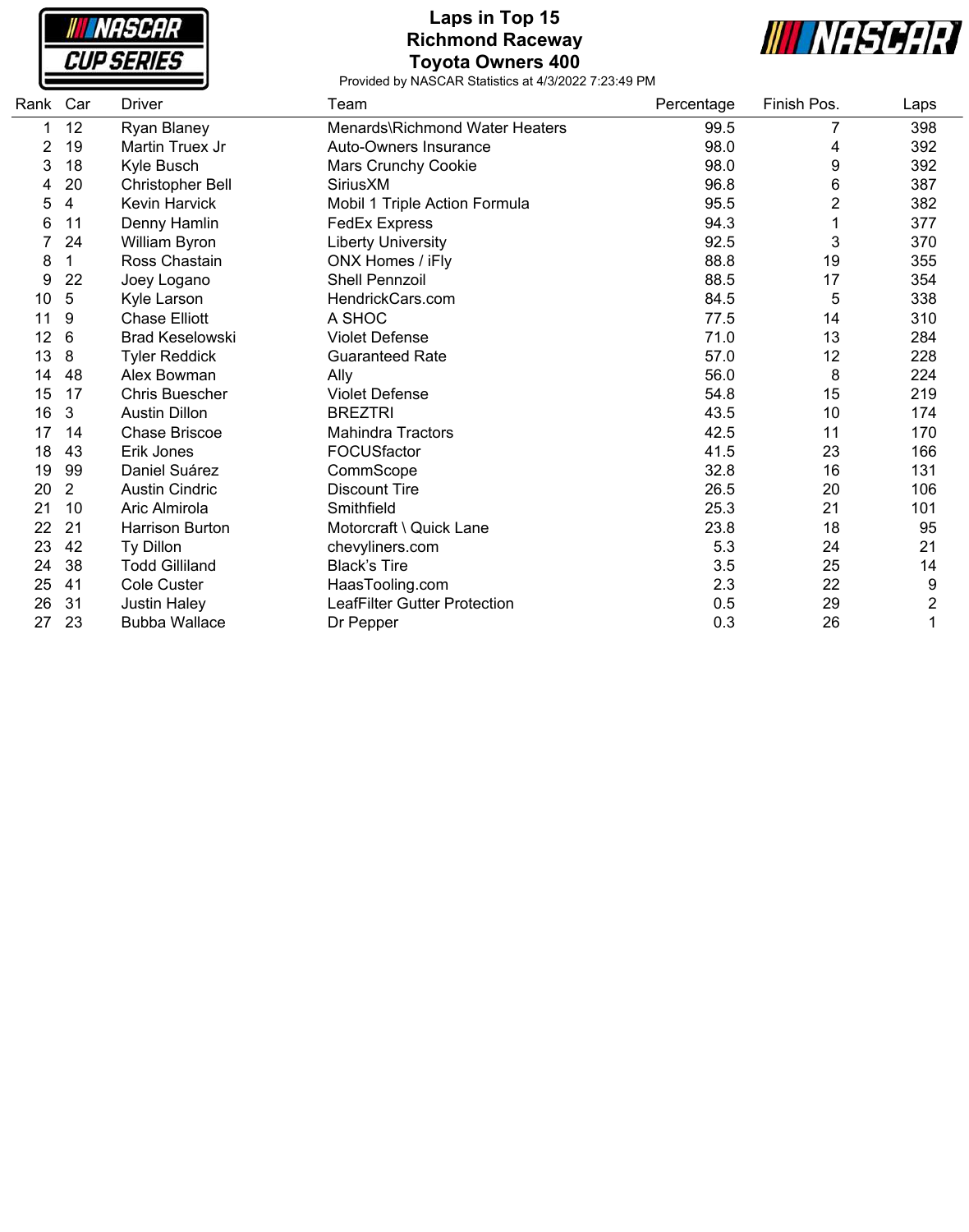# Laps in Top 15
## Richmond Raceway
## Toyota Owners 400

Provided by NASCAR Statistics at 4/3/2022 7:23:49 PM

| Rank | Car | Driver | Team | Percentage | Finish Pos. | Laps |
|---|---|---|---|---|---|---|
| 1 | 12 | Ryan Blaney | Menards\Richmond Water Heaters | 99.5 | 7 | 398 |
| 2 | 19 | Martin Truex Jr | Auto-Owners Insurance | 98.0 | 4 | 392 |
| 3 | 18 | Kyle Busch | Mars Crunchy Cookie | 98.0 | 9 | 392 |
| 4 | 20 | Christopher Bell | SiriusXM | 96.8 | 6 | 387 |
| 5 | 4 | Kevin Harvick | Mobil 1 Triple Action Formula | 95.5 | 2 | 382 |
| 6 | 11 | Denny Hamlin | FedEx Express | 94.3 | 1 | 377 |
| 7 | 24 | William Byron | Liberty University | 92.5 | 3 | 370 |
| 8 | 1 | Ross Chastain | ONX Homes / iFly | 88.8 | 19 | 355 |
| 9 | 22 | Joey Logano | Shell Pennzoil | 88.5 | 17 | 354 |
| 10 | 5 | Kyle Larson | HendrickCars.com | 84.5 | 5 | 338 |
| 11 | 9 | Chase Elliott | A SHOC | 77.5 | 14 | 310 |
| 12 | 6 | Brad Keselowski | Violet Defense | 71.0 | 13 | 284 |
| 13 | 8 | Tyler Reddick | Guaranteed Rate | 57.0 | 12 | 228 |
| 14 | 48 | Alex Bowman | Ally | 56.0 | 8 | 224 |
| 15 | 17 | Chris Buescher | Violet Defense | 54.8 | 15 | 219 |
| 16 | 3 | Austin Dillon | BREZTRI | 43.5 | 10 | 174 |
| 17 | 14 | Chase Briscoe | Mahindra Tractors | 42.5 | 11 | 170 |
| 18 | 43 | Erik Jones | FOCUSfactor | 41.5 | 23 | 166 |
| 19 | 99 | Daniel Suárez | CommScope | 32.8 | 16 | 131 |
| 20 | 2 | Austin Cindric | Discount Tire | 26.5 | 20 | 106 |
| 21 | 10 | Aric Almirola | Smithfield | 25.3 | 21 | 101 |
| 22 | 21 | Harrison Burton | Motorcraft \ Quick Lane | 23.8 | 18 | 95 |
| 23 | 42 | Ty Dillon | chevyliners.com | 5.3 | 24 | 21 |
| 24 | 38 | Todd Gilliland | Black's Tire | 3.5 | 25 | 14 |
| 25 | 41 | Cole Custer | HaasTooling.com | 2.3 | 22 | 9 |
| 26 | 31 | Justin Haley | LeafFilter Gutter Protection | 0.5 | 29 | 2 |
| 27 | 23 | Bubba Wallace | Dr Pepper | 0.3 | 26 | 1 |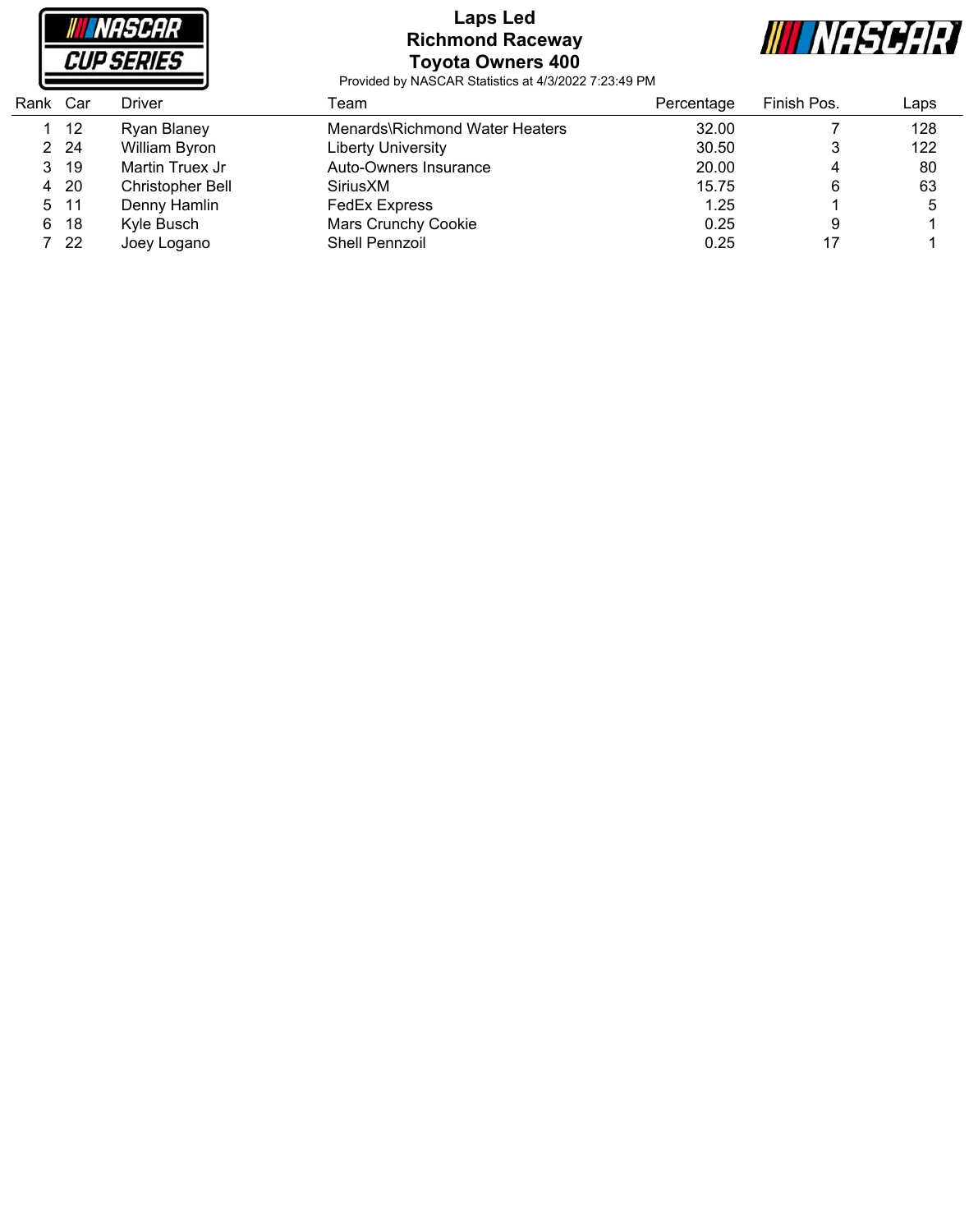# Laps Led
## Richmond Raceway
## Toyota Owners 400

Provided by NASCAR Statistics at 4/3/2022 7:23:49 PM

| Rank | Car | Driver | Team | Percentage | Finish Pos. | Laps |
|---|---|---|---|---|---|---|
| 1 | 12 | Ryan Blaney | Menards\Richmond Water Heaters | 32.00 | 7 | 128 |
| 2 | 24 | William Byron | Liberty University | 30.50 | 3 | 122 |
| 3 | 19 | Martin Truex Jr | Auto-Owners Insurance | 20.00 | 4 | 80 |
| 4 | 20 | Christopher Bell | SiriusXM | 15.75 | 6 | 63 |
| 5 | 11 | Denny Hamlin | FedEx Express | 1.25 | 1 | 5 |
| 6 | 18 | Kyle Busch | Mars Crunchy Cookie | 0.25 | 9 | 1 |
| 7 | 22 | Joey Logano | Shell Pennzoil | 0.25 | 17 | 1 |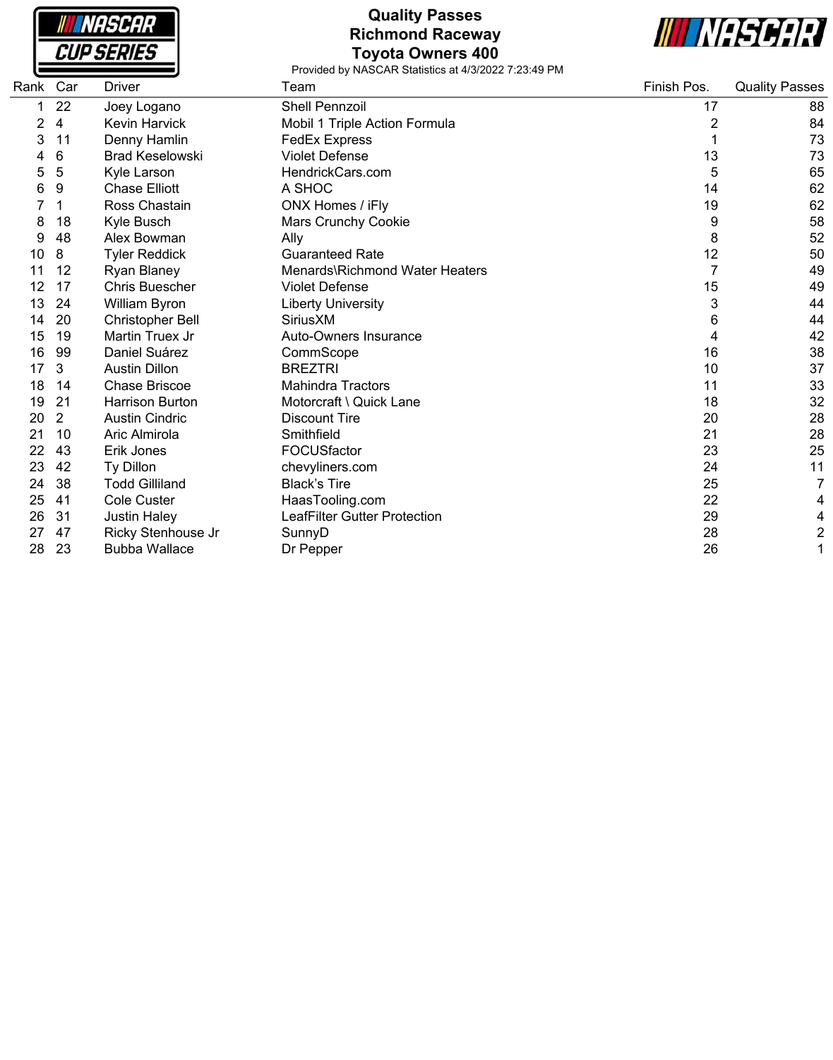# Quality Passes
## Richmond Raceway
## Toyota Owners 400

Provided by NASCAR Statistics at 4/3/2022 7:23:49 PM

| Rank | Car | Driver | Team | Finish Pos. | Quality Passes |
|---|---|---|---|---|---|
| 1 | 22 | Joey Logano | Shell Pennzoil | 17 | 88 |
| 2 | 4 | Kevin Harvick | Mobil 1 Triple Action Formula | 2 | 84 |
| 3 | 11 | Denny Hamlin | FedEx Express | 1 | 73 |
| 4 | 6 | Brad Keselowski | Violet Defense | 13 | 73 |
| 5 | 5 | Kyle Larson | HendrickCars.com | 5 | 65 |
| 6 | 9 | Chase Elliott | A SHOC | 14 | 62 |
| 7 | 1 | Ross Chastain | ONX Homes / iFly | 19 | 62 |
| 8 | 18 | Kyle Busch | Mars Crunchy Cookie | 9 | 58 |
| 9 | 48 | Alex Bowman | Ally | 8 | 52 |
| 10 | 8 | Tyler Reddick | Guaranteed Rate | 12 | 50 |
| 11 | 12 | Ryan Blaney | Menards\Richmond Water Heaters | 7 | 49 |
| 12 | 17 | Chris Buescher | Violet Defense | 15 | 49 |
| 13 | 24 | William Byron | Liberty University | 3 | 44 |
| 14 | 20 | Christopher Bell | SiriusXM | 6 | 44 |
| 15 | 19 | Martin Truex Jr | Auto-Owners Insurance | 4 | 42 |
| 16 | 99 | Daniel Suárez | CommScope | 16 | 38 |
| 17 | 3 | Austin Dillon | BREZTRI | 10 | 37 |
| 18 | 14 | Chase Briscoe | Mahindra Tractors | 11 | 33 |
| 19 | 21 | Harrison Burton | Motorcraft \ Quick Lane | 18 | 32 |
| 20 | 2 | Austin Cindric | Discount Tire | 20 | 28 |
| 21 | 10 | Aric Almirola | Smithfield | 21 | 28 |
| 22 | 43 | Erik Jones | FOCUSfactor | 23 | 25 |
| 23 | 42 | Ty Dillon | chevyliners.com | 24 | 11 |
| 24 | 38 | Todd Gilliland | Black's Tire | 25 | 7 |
| 25 | 41 | Cole Custer | HaasTooling.com | 22 | 4 |
| 26 | 31 | Justin Haley | LeafFilter Gutter Protection | 29 | 4 |
| 27 | 47 | Ricky Stenhouse Jr | SunnyD | 28 | 2 |
| 28 | 23 | Bubba Wallace | Dr Pepper | 26 | 1 |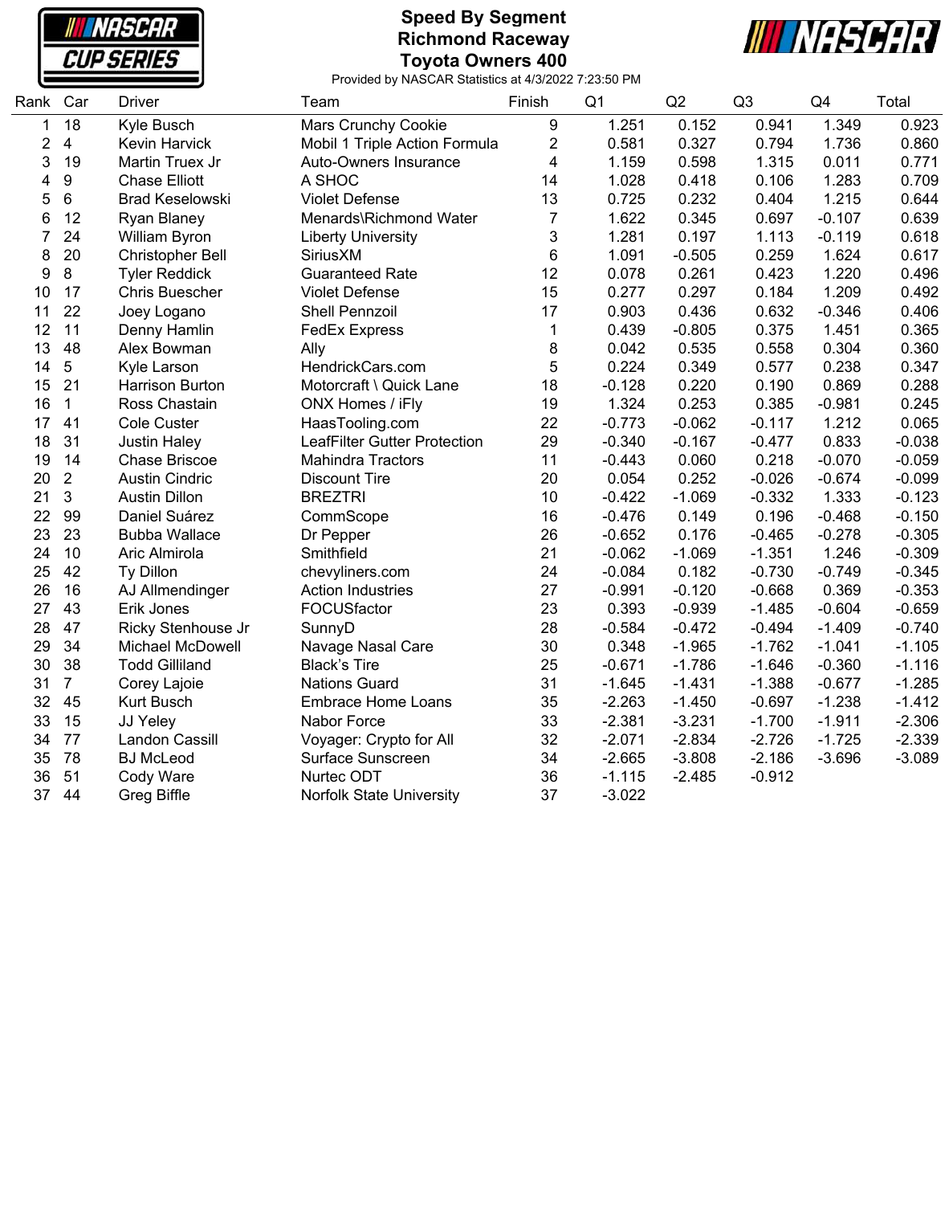# Speed By Segment
## Richmond Raceway
## Toyota Owners 400

Provided by NASCAR Statistics at 4/3/2022 7:23:50 PM

| Rank | Car | Driver | Team | Finish | Q1 | Q2 | Q3 | Q4 | Total |
|---|---|---|---|---|---|---|---|---|---|
| 1 | 18 | Kyle Busch | Mars Crunchy Cookie | 9 | 1.251 | 0.152 | 0.941 | 1.349 | 0.923 |
| 2 | 4 | Kevin Harvick | Mobil 1 Triple Action Formula | 2 | 0.581 | 0.327 | 0.794 | 1.736 | 0.860 |
| 3 | 19 | Martin Truex Jr | Auto-Owners Insurance | 4 | 1.159 | 0.598 | 1.315 | 0.011 | 0.771 |
| 4 | 9 | Chase Elliott | A SHOC | 14 | 1.028 | 0.418 | 0.106 | 1.283 | 0.709 |
| 5 | 6 | Brad Keselowski | Violet Defense | 13 | 0.725 | 0.232 | 0.404 | 1.215 | 0.644 |
| 6 | 12 | Ryan Blaney | Menards\Richmond Water | 7 | 1.622 | 0.345 | 0.697 | -0.107 | 0.639 |
| 7 | 24 | William Byron | Liberty University | 3 | 1.281 | 0.197 | 1.113 | -0.119 | 0.618 |
| 8 | 20 | Christopher Bell | SiriusXM | 6 | 1.091 | -0.505 | 0.259 | 1.624 | 0.617 |
| 9 | 8 | Tyler Reddick | Guaranteed Rate | 12 | 0.078 | 0.261 | 0.423 | 1.220 | 0.496 |
| 10 | 17 | Chris Buescher | Violet Defense | 15 | 0.277 | 0.297 | 0.184 | 1.209 | 0.492 |
| 11 | 22 | Joey Logano | Shell Pennzoil | 17 | 0.903 | 0.436 | 0.632 | -0.346 | 0.406 |
| 12 | 11 | Denny Hamlin | FedEx Express | 1 | 0.439 | -0.805 | 0.375 | 1.451 | 0.365 |
| 13 | 48 | Alex Bowman | Ally | 8 | 0.042 | 0.535 | 0.558 | 0.304 | 0.360 |
| 14 | 5 | Kyle Larson | HendrickCars.com | 5 | 0.224 | 0.349 | 0.577 | 0.238 | 0.347 |
| 15 | 21 | Harrison Burton | Motorcraft \ Quick Lane | 18 | -0.128 | 0.220 | 0.190 | 0.869 | 0.288 |
| 16 | 1 | Ross Chastain | ONX Homes / iFly | 19 | 1.324 | 0.253 | 0.385 | -0.981 | 0.245 |
| 17 | 41 | Cole Custer | HaasTooling.com | 22 | -0.773 | -0.062 | -0.117 | 1.212 | 0.065 |
| 18 | 31 | Justin Haley | LeafFilter Gutter Protection | 29 | -0.340 | -0.167 | -0.477 | 0.833 | -0.038 |
| 19 | 14 | Chase Briscoe | Mahindra Tractors | 11 | -0.443 | 0.060 | 0.218 | -0.070 | -0.059 |
| 20 | 2 | Austin Cindric | Discount Tire | 20 | 0.054 | 0.252 | -0.026 | -0.674 | -0.099 |
| 21 | 3 | Austin Dillon | BREZTRI | 10 | -0.422 | -1.069 | -0.332 | 1.333 | -0.123 |
| 22 | 99 | Daniel Suárez | CommScope | 16 | -0.476 | 0.149 | 0.196 | -0.468 | -0.150 |
| 23 | 23 | Bubba Wallace | Dr Pepper | 26 | -0.652 | 0.176 | -0.465 | -0.278 | -0.305 |
| 24 | 10 | Aric Almirola | Smithfield | 21 | -0.062 | -1.069 | -1.351 | 1.246 | -0.309 |
| 25 | 42 | Ty Dillon | chevyliners.com | 24 | -0.084 | 0.182 | -0.730 | -0.749 | -0.345 |
| 26 | 16 | AJ Allmendinger | Action Industries | 27 | -0.991 | -0.120 | -0.668 | 0.369 | -0.353 |
| 27 | 43 | Erik Jones | FOCUSfactor | 23 | 0.393 | -0.939 | -1.485 | -0.604 | -0.659 |
| 28 | 47 | Ricky Stenhouse Jr | SunnyD | 28 | -0.584 | -0.472 | -0.494 | -1.409 | -0.740 |
| 29 | 34 | Michael McDowell | Navage Nasal Care | 30 | 0.348 | -1.965 | -1.762 | -1.041 | -1.105 |
| 30 | 38 | Todd Gilliland | Black's Tire | 25 | -0.671 | -1.786 | -1.646 | -0.360 | -1.116 |
| 31 | 7 | Corey Lajoie | Nations Guard | 31 | -1.645 | -1.431 | -1.388 | -0.677 | -1.285 |
| 32 | 45 | Kurt Busch | Embrace Home Loans | 35 | -2.263 | -1.450 | -0.697 | -1.238 | -1.412 |
| 33 | 15 | JJ Yeley | Nabor Force | 33 | -2.381 | -3.231 | -1.700 | -1.911 | -2.306 |
| 34 | 77 | Landon Cassill | Voyager: Crypto for All | 32 | -2.071 | -2.834 | -2.726 | -1.725 | -2.339 |
| 35 | 78 | BJ McLeod | Surface Sunscreen | 34 | -2.665 | -3.808 | -2.186 | -3.696 | -3.089 |
| 36 | 51 | Cody Ware | Nurtec ODT | 36 | -1.115 | -2.485 | -0.912 | | |
| 37 | 44 | Greg Biffle | Norfolk State University | 37 | -3.022 | | | | |